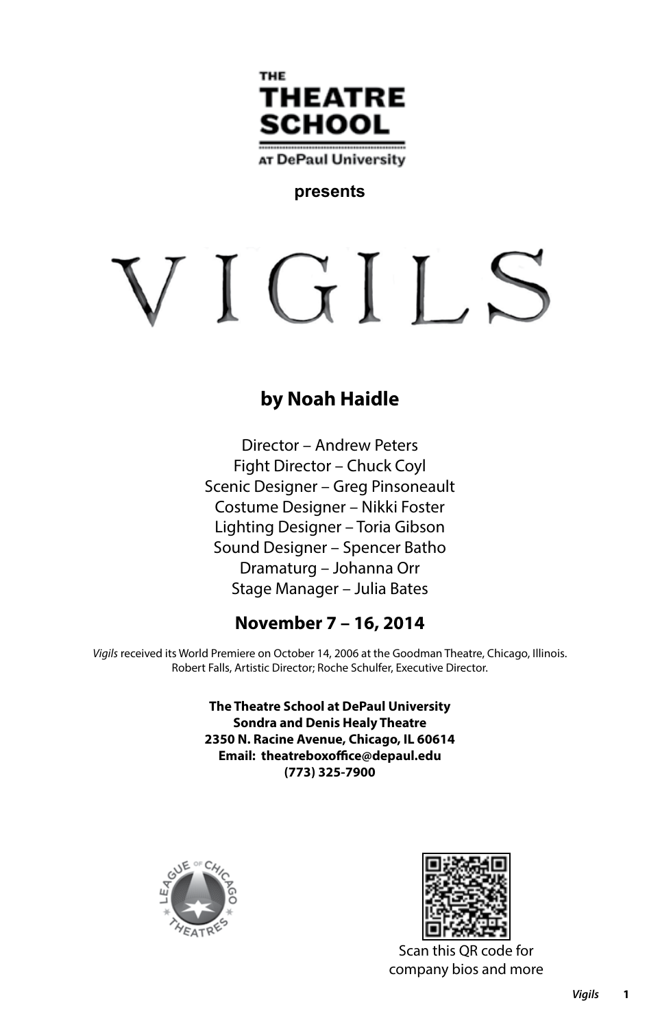THE THEATRE SCHOOL AT DePaul University

**presents**

# VIGILS

## by Noah Haidle

Director – Andrew Peters
Fight Director – Chuck Coyl
Scenic Designer – Greg Pinsoneault
Costume Designer – Nikki Foster
Lighting Designer – Toria Gibson
Sound Designer – Spencer Batho
Dramaturg – Johanna Orr
Stage Manager – Julia Bates

**November 7 – 16, 2014**

*Vigils* received its World Premiere on October 14, 2006 at the Goodman Theatre, Chicago, Illinois. Robert Falls, Artistic Director; Roche Schulfer, Executive Director.

**The Theatre School at DePaul University**
**Sondra and Denis Healy Theatre**
**2350 N. Racine Avenue, Chicago, IL 60614**
**Email: theatreboxoffice@depaul.edu**
**(773) 325-7900**

LEAGUE OF CHICAGO THEATRES

Scan this QR code for company bios and more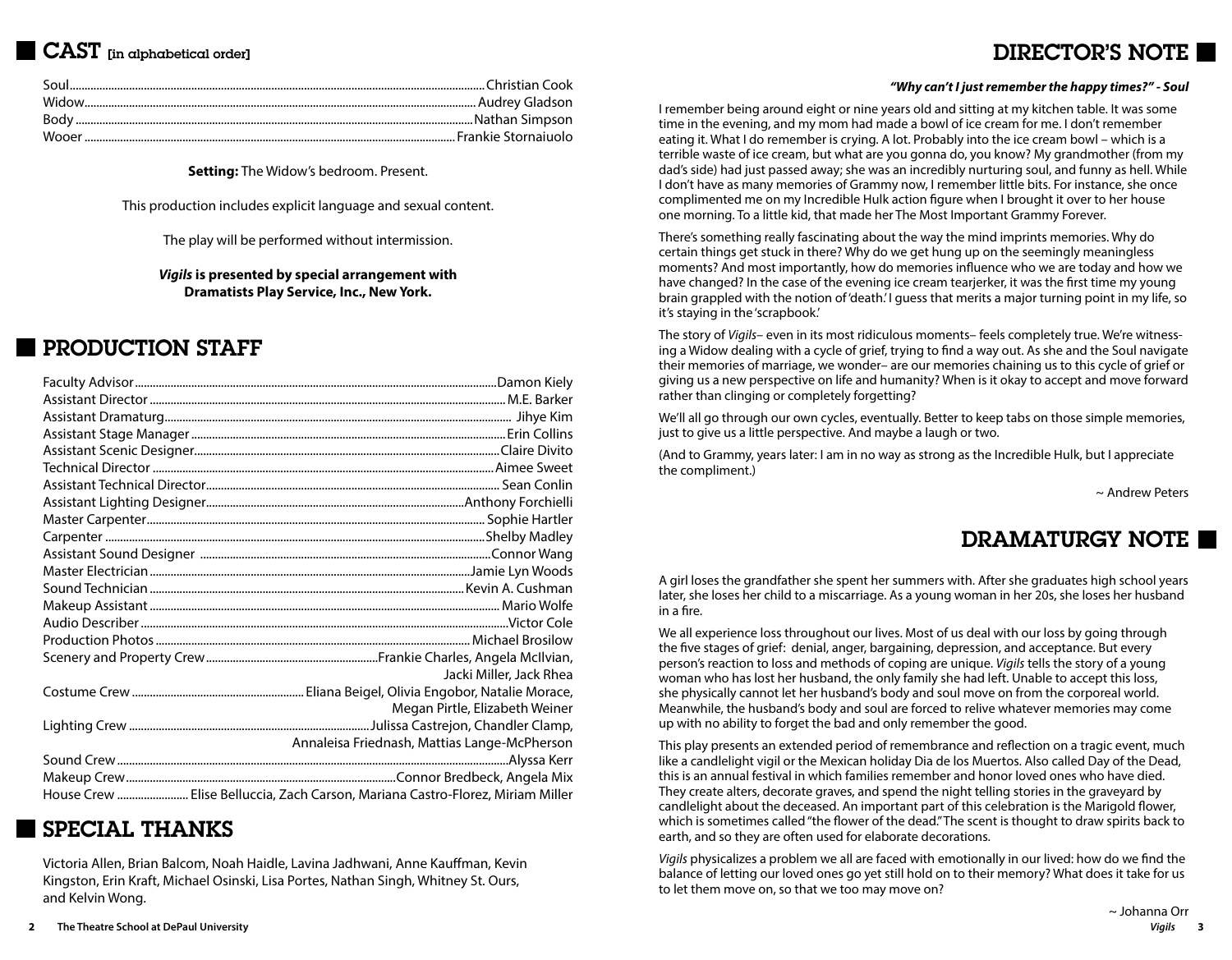## CAST [in alphabetical order]

Soul....................Christian Cook
Widow....................Audrey Gladson
Body....................Nathan Simpson
Wooer....................Frankie Stornaiuolo

**Setting:** The Widow's bedroom. Present.

This production includes explicit language and sexual content.

The play will be performed without intermission.

***Vigils*** **is presented by special arrangement with Dramatists Play Service, Inc., New York.**

## PRODUCTION STAFF

Faculty Advisor....................Damon Kiely
Assistant Director....................M.E. Barker
Assistant Dramaturg....................Jihye Kim
Assistant Stage Manager....................Erin Collins
Assistant Scenic Designer....................Claire Divito
Technical Director....................Aimee Sweet
Assistant Technical Director....................Sean Conlin
Assistant Lighting Designer....................Anthony Forchielli
Master Carpenter....................Sophie Hartler
Carpenter....................Shelby Madley
Assistant Sound Designer....................Connor Wang
Master Electrician....................Jamie Lyn Woods
Sound Technician....................Kevin A. Cushman
Makeup Assistant....................Mario Wolfe
Audio Describer....................Victor Cole
Production Photos....................Michael Brosilow
Scenery and Property Crew....................Frankie Charles, Angela McIlvian, Jacki Miller, Jack Rhea
Costume Crew....................Eliana Beigel, Olivia Engobor, Natalie Morace, Megan Pirtle, Elizabeth Weiner
Lighting Crew....................Julissa Castrejon, Chandler Clamp, Annaleisa Friednash, Mattias Lange-McPherson
Sound Crew....................Alyssa Kerr
Makeup Crew....................Connor Bredbeck, Angela Mix
House Crew....................Elise Belluccia, Zach Carson, Mariana Castro-Florez, Miriam Miller

## SPECIAL THANKS

Victoria Allen, Brian Balcom, Noah Haidle, Lavina Jadhwani, Anne Kauffman, Kevin Kingston, Erin Kraft, Michael Osinski, Lisa Portes, Nathan Singh, Whitney St. Ours, and Kelvin Wong.

## DIRECTOR'S NOTE

***"Why can't I just remember the happy times?" - Soul***

I remember being around eight or nine years old and sitting at my kitchen table. It was some time in the evening, and my mom had made a bowl of ice cream for me. I don't remember eating it. What I do remember is crying. A lot. Probably into the ice cream bowl – which is a terrible waste of ice cream, but what are you gonna do, you know? My grandmother (from my dad's side) had just passed away; she was an incredibly nurturing soul, and funny as hell. While I don't have as many memories of Grammy now, I remember little bits. For instance, she once complimented me on my Incredible Hulk action figure when I brought it over to her house one morning. To a little kid, that made her The Most Important Grammy Forever.

There's something really fascinating about the way the mind imprints memories. Why do certain things get stuck in there? Why do we get hung up on the seemingly meaningless moments? And most importantly, how do memories influence who we are today and how we have changed? In the case of the evening ice cream tearjerker, it was the first time my young brain grappled with the notion of 'death.' I guess that merits a major turning point in my life, so it's staying in the 'scrapbook.'

The story of *Vigils*– even in its most ridiculous moments– feels completely true. We're witnessing a Widow dealing with a cycle of grief, trying to find a way out. As she and the Soul navigate their memories of marriage, we wonder– are our memories chaining us to this cycle of grief or giving us a new perspective on life and humanity? When is it okay to accept and move forward rather than clinging or completely forgetting?

We'll all go through our own cycles, eventually. Better to keep tabs on those simple memories, just to give us a little perspective. And maybe a laugh or two.

(And to Grammy, years later: I am in no way as strong as the Incredible Hulk, but I appreciate the compliment.)

~ Andrew Peters

## DRAMATURGY NOTE

A girl loses the grandfather she spent her summers with. After she graduates high school years later, she loses her child to a miscarriage. As a young woman in her 20s, she loses her husband in a fire.

We all experience loss throughout our lives. Most of us deal with our loss by going through the five stages of grief: denial, anger, bargaining, depression, and acceptance. But every person's reaction to loss and methods of coping are unique. *Vigils* tells the story of a young woman who has lost her husband, the only family she had left. Unable to accept this loss, she physically cannot let her husband's body and soul move on from the corporeal world. Meanwhile, the husband's body and soul are forced to relive whatever memories may come up with no ability to forget the bad and only remember the good.

This play presents an extended period of remembrance and reflection on a tragic event, much like a candlelight vigil or the Mexican holiday Dia de los Muertos. Also called Day of the Dead, this is an annual festival in which families remember and honor loved ones who have died. They create alters, decorate graves, and spend the night telling stories in the graveyard by candlelight about the deceased. An important part of this celebration is the Marigold flower, which is sometimes called "the flower of the dead." The scent is thought to draw spirits back to earth, and so they are often used for elaborate decorations.

*Vigils* physicalizes a problem we all are faced with emotionally in our lived: how do we find the balance of letting our loved ones go yet still hold on to their memory? What does it take for us to let them move on, so that we too may move on?

~ Johanna Orr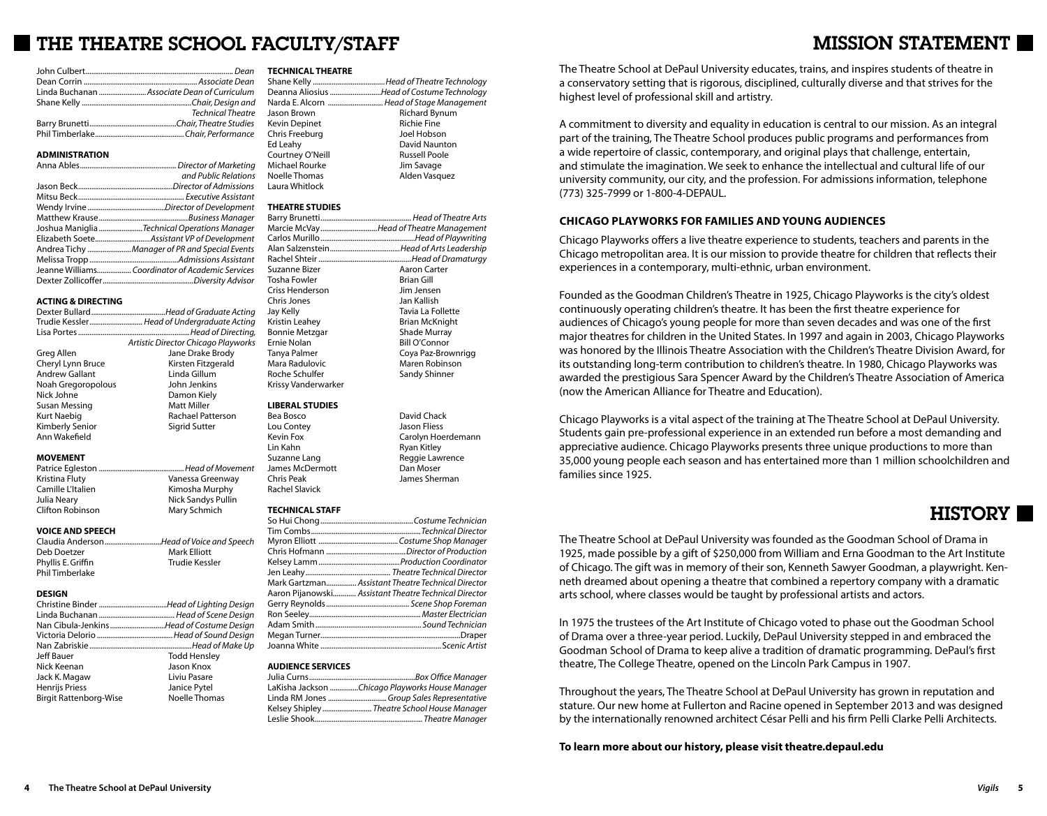# THE THEATRE SCHOOL FACULTY/STAFF

John Culbert — *Dean*
Dean Corrin — *Associate Dean*
Linda Buchanan — *Associate Dean of Curriculum*
Shane Kelly — *Chair, Design and Technical Theatre*
Barry Brunetti — *Chair, Theatre Studies*
Phil Timberlake — *Chair, Performance*

### ADMINISTRATION

Anna Ables — *Director of Marketing and Public Relations*
Jason Beck — *Director of Admissions*
Mitsu Beck — *Executive Assistant*
Wendy Irvine — *Director of Development*
Matthew Krause — *Business Manager*
Joshua Maniglia — *Technical Operations Manager*
Elizabeth Soete — *Assistant VP of Development*
Andrea Tichy — *Manager of PR and Special Events*
Melissa Tropp — *Admissions Assistant*
Jeanne Williams — *Coordinator of Academic Services*
Dexter Zollicoffer — *Diversity Advisor*

### ACTING & DIRECTING

Dexter Bullard — *Head of Graduate Acting*
Trudie Kessler — *Head of Undergraduate Acting*
Lisa Portes — *Head of Directing, Artistic Director Chicago Playworks*

Greg Allen
Cheryl Lynn Bruce
Andrew Gallant
Noah Gregoropolous
Nick Johne
Susan Messing
Kurt Naebig
Kimberly Senior
Ann Wakefield
Jane Drake Brody
Kirsten Fitzgerald
Linda Gillum
John Jenkins
Damon Kiely
Matt Miller
Rachael Patterson
Sigrid Sutter

### MOVEMENT

Patrice Egleston — *Head of Movement*

Kristina Fluty
Camille L'Italien
Julia Neary
Clifton Robinson
Vanessa Greenway
Kimosha Murphy
Nick Sandys Pullin
Mary Schmich

### VOICE AND SPEECH

Claudia Anderson — *Head of Voice and Speech*

Deb Doetzer
Phyllis E. Griffin
Phil Timberlake
Mark Elliott
Trudie Kessler

### DESIGN

Christine Binder — *Head of Lighting Design*
Linda Buchanan — *Head of Scene Design*
Nan Cibula-Jenkins — *Head of Costume Design*
Victoria Delorio — *Head of Sound Design*
Nan Zabriskie — *Head of Make Up*

Jeff Bauer
Nick Keenan
Jack K. Magaw
Henrijs Priess
Birgit Rattenborg-Wise
Todd Hensley
Jason Knox
Liviu Pasare
Janice Pytel
Noelle Thomas

### TECHNICAL THEATRE

Shane Kelly — *Head of Theatre Technology*
Deanna Aliosius — *Head of Costume Technology*
Narda E. Alcorn — *Head of Stage Management*

Jason Brown
Kevin Depinet
Chris Freeburg
Ed Leahy
Courtney O'Neill
Michael Rourke
Noelle Thomas
Laura Whitlock
Richard Bynum
Richie Fine
Joel Hobson
David Naunton
Russell Poole
Jim Savage
Alden Vasquez

### THEATRE STUDIES

Barry Brunetti — *Head of Theatre Arts*
Marcie McVay — *Head of Theatre Management*
Carlos Murillo — *Head of Playwriting*
Alan Salzenstein — *Head of Arts Leadership*
Rachel Shteir — *Head of Dramaturgy*

Suzanne Bizer
Tosha Fowler
Criss Henderson
Chris Jones
Jay Kelly
Kristin Leahey
Bonnie Metzgar
Ernie Nolan
Tanya Palmer
Mara Radulovic
Roche Schulfer
Krissy Vanderwarker
Aaron Carter
Brian Gill
Jim Jensen
Jan Kallish
Tavia La Follette
Brian McKnight
Shade Murray
Bill O'Connor
Coya Paz-Brownrigg
Maren Robinson
Sandy Shinner

### LIBERAL STUDIES

Bea Bosco
Lou Contey
Kevin Fox
Lin Kahn
Suzanne Lang
James McDermott
Chris Peak
Rachel Slavick
David Chack
Jason Fliess
Carolyn Hoerdemann
Ryan Kitley
Reggie Lawrence
Dan Moser
James Sherman

### TECHNICAL STAFF

So Hui Chong — *Costume Technician*
Tim Combs — *Technical Director*
Myron Elliott — *Costume Shop Manager*
Chris Hofmann — *Director of Production*
Kelsey Lamm — *Production Coordinator*
Jen Leahy — *Theatre Technical Director*
Mark Gartzman — *Assistant Theatre Technical Director*
Aaron Pijanowski — *Assistant Theatre Technical Director*
Gerry Reynolds — *Scene Shop Foreman*
Ron Seeley — *Master Electrician*
Adam Smith — *Sound Technician*
Megan Turner — *Draper*
Joanna White — *Scenic Artist*

### AUDIENCE SERVICES

Julia Curns — *Box Office Manager*
LaKisha Jackson — *Chicago Playworks House Manager*
Linda RM Jones — *Group Sales Representative*
Kelsey Shipley — *Theatre School House Manager*
Leslie Shook — *Theatre Manager*

# MISSION STATEMENT

The Theatre School at DePaul University educates, trains, and inspires students of theatre in a conservatory setting that is rigorous, disciplined, culturally diverse and that strives for the highest level of professional skill and artistry.

A commitment to diversity and equality in education is central to our mission. As an integral part of the training, The Theatre School produces public programs and performances from a wide repertoire of classic, contemporary, and original plays that challenge, entertain, and stimulate the imagination. We seek to enhance the intellectual and cultural life of our university community, our city, and the profession. For admissions information, telephone (773) 325-7999 or 1-800-4-DEPAUL.

### CHICAGO PLAYWORKS FOR FAMILIES AND YOUNG AUDIENCES

Chicago Playworks offers a live theatre experience to students, teachers and parents in the Chicago metropolitan area. It is our mission to provide theatre for children that reflects their experiences in a contemporary, multi-ethnic, urban environment.

Founded as the Goodman Children's Theatre in 1925, Chicago Playworks is the city's oldest continuously operating children's theatre. It has been the first theatre experience for audiences of Chicago's young people for more than seven decades and was one of the first major theatres for children in the United States. In 1997 and again in 2003, Chicago Playworks was honored by the Illinois Theatre Association with the Children's Theatre Division Award, for its outstanding long-term contribution to children's theatre. In 1980, Chicago Playworks was awarded the prestigious Sara Spencer Award by the Children's Theatre Association of America (now the American Alliance for Theatre and Education).

Chicago Playworks is a vital aspect of the training at The Theatre School at DePaul University. Students gain pre-professional experience in an extended run before a most demanding and appreciative audience. Chicago Playworks presents three unique productions to more than 35,000 young people each season and has entertained more than 1 million schoolchildren and families since 1925.

# HISTORY

The Theatre School at DePaul University was founded as the Goodman School of Drama in 1925, made possible by a gift of $250,000 from William and Erna Goodman to the Art Institute of Chicago. The gift was in memory of their son, Kenneth Sawyer Goodman, a playwright. Kenneth dreamed about opening a theatre that combined a repertory company with a dramatic arts school, where classes would be taught by professional artists and actors.

In 1975 the trustees of the Art Institute of Chicago voted to phase out the Goodman School of Drama over a three-year period. Luckily, DePaul University stepped in and embraced the Goodman School of Drama to keep alive a tradition of dramatic programming. DePaul's first theatre, The College Theatre, opened on the Lincoln Park Campus in 1907.

Throughout the years, The Theatre School at DePaul University has grown in reputation and stature. Our new home at Fullerton and Racine opened in September 2013 and was designed by the internationally renowned architect César Pelli and his firm Pelli Clarke Pelli Architects.

**To learn more about our history, please visit theatre.depaul.edu**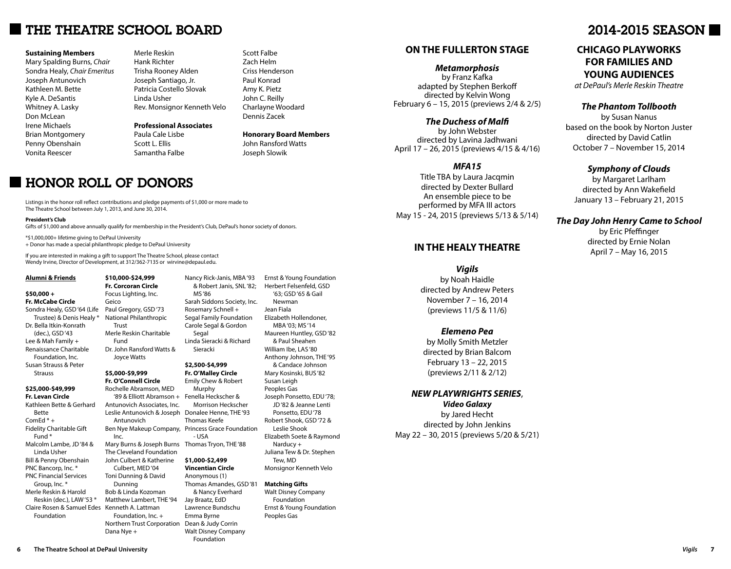# THE THEATRE SCHOOL BOARD

**Sustaining Members**
Mary Spalding Burns, *Chair*
Sondra Healy, *Chair Emeritus*
Joseph Antunovich
Kathleen M. Bette
Kyle A. DeSantis
Whitney A. Lasky
Don McLean
Irene Michaels
Brian Montgomery
Penny Obenshain
Vonita Reescer
Merle Reskin
Hank Richter
Trisha Rooney Alden
Joseph Santiago, Jr.
Patricia Costello Slovak
Linda Usher
Rev. Monsignor Kenneth Velo

**Professional Associates**
Paula Cale Lisbe
Scott L. Ellis
Samantha Falbe
Scott Falbe
Zach Helm
Criss Henderson
Paul Konrad
Amy K. Pietz
John C. Reilly
Charlayne Woodard
Dennis Zacek

**Honorary Board Members**
John Ransford Watts
Joseph Slowik

# HONOR ROLL OF DONORS

Listings in the honor roll reflect contributions and pledge payments of $1,000 or more made to The Theatre School between July 1, 2013, and June 30, 2014.

**President's Club**
Gifts of $1,000 and above annually qualify for membership in the President's Club, DePaul's honor society of donors.

*$1,000,000+ lifetime giving to DePaul University
+ Donor has made a special philanthropic pledge to DePaul University

If you are interested in making a gift to support The Theatre School, please contact Wendy Irvine, Director of Development, at 312/362-7135 or wirvine@depaul.edu.

**Alumni & Friends**

**$50,000 +**
**Fr. McCabe Circle**
Sondra Healy, GSD '64 (Life Trustee) & Denis Healy *
Dr. Bella Itkin-Konrath (dec.), GSD '43
Lee & Mah Family +
Renaissance Charitable Foundation, Inc.
Susan Strauss & Peter Strauss

**$25,000-$49,999**
**Fr. Levan Circle**
Kathleen Bette & Gerhard Bette
ComEd * +
Fidelity Charitable Gift Fund *
Malcolm Lambe, JD '84 & Linda Usher
Bill & Penny Obenshain
PNC Bancorp, Inc. *
PNC Financial Services Group, Inc. *
Merle Reskin & Harold Reskin (dec.), LAW '53 *
Claire Rosen & Samuel Edes Foundation

**$10,000-$24,999**
**Fr. Corcoran Circle**
Focus Lighting, Inc.
Geico
Paul Gregory, GSD '73
National Philanthropic Trust
Merle Reskin Charitable Fund
Dr. John Ransford Watts & Joyce Watts

**$5,000-$9,999**
**Fr. O'Connell Circle**
Rochelle Abramson, MED '89 & Elliott Abramson +
Antunovich Associates, Inc.
Leslie Antunovich & Joseph Antunovich
Ben Nye Makeup Company, Inc.
Mary Burns & Joseph Burns
The Cleveland Foundation
John Culbert & Katherine Culbert, MED '04
Toni Dunning & David Dunning
Bob & Linda Kozoman
Matthew Lambert, THE '94
Kenneth A. Lattman Foundation, Inc. +
Northern Trust Corporation
Dana Nye +
Nancy Rick-Janis, MBA '93 & Robert Janis, SNL '82; MS '86
Sarah Siddons Society, Inc.
Rosemary Schnell +
Segal Family Foundation
Carole Segal & Gordon Segal
Linda Sieracki & Richard Sieracki

**$2,500-$4,999**
**Fr. O'Malley Circle**
Emily Chew & Robert Murphy
Fenella Heckscher & Morrison Heckscher
Donalee Henne, THE '93
Thomas Keefe
Princess Grace Foundation - USA
Thomas Tryon, THE '88

**$1,000-$2,499**
**Vincentian Circle**
Anonymous (1)
Thomas Amandes, GSD '81 & Nancy Everhard
Jay Braatz, EdD
Lawrence Bundschu
Emma Byrne
Dean & Judy Corrin
Walt Disney Company Foundation
Ernst & Young Foundation
Herbert Felsenfeld, GSD '63; GSD '65 & Gail Newman
Jean Fiala
Elizabeth Hollendoner, MBA '03; MS '14
Maureen Huntley, GSD '82 & Paul Sheahen
William Ibe, LAS '80
Anthony Johnson, THE '95 & Candace Johnson
Mary Kosinski, BUS '82
Susan Leigh
Peoples Gas
Joseph Ponsetto, EDU '78; JD '82 & Jeanne Lenti Ponsetto, EDU '78
Robert Shook, GSD '72 & Leslie Shook
Elizabeth Soete & Raymond Narducy +
Juliana Tew & Dr. Stephen Tew, MD
Monsignor Kenneth Velo

**Matching Gifts**
Walt Disney Company Foundation
Ernst & Young Foundation
Peoples Gas

# 2014-2015 SEASON

## ON THE FULLERTON STAGE

***Metamorphosis***
by Franz Kafka
adapted by Stephen Berkoff
directed by Kelvin Wong
February 6 – 15, 2015 (previews 2/4 & 2/5)

***The Duchess of Malfi***
by John Webster
directed by Lavina Jadhwani
April 17 – 26, 2015 (previews 4/15 & 4/16)

***MFA15***
Title TBA by Laura Jacqmin
directed by Dexter Bullard
An ensemble piece to be performed by MFA III actors
May 15 - 24, 2015 (previews 5/13 & 5/14)

## IN THE HEALY THEATRE

***Vigils***
by Noah Haidle
directed by Andrew Peters
November 7 – 16, 2014
(previews 11/5 & 11/6)

***Elemeno Pea***
by Molly Smith Metzler
directed by Brian Balcom
February 13 – 22, 2015
(previews 2/11 & 2/12)

***NEW PLAYWRIGHTS SERIES*, *Video Galaxy***
by Jared Hecht
directed by John Jenkins
May 22 – 30, 2015 (previews 5/20 & 5/21)

## CHICAGO PLAYWORKS FOR FAMILIES AND YOUNG AUDIENCES
*at DePaul's Merle Reskin Theatre*

***The Phantom Tollbooth***
by Susan Nanus
based on the book by Norton Juster
directed by David Catlin
October 7 – November 15, 2014

***Symphony of Clouds***
by Margaret Larlham
directed by Ann Wakefield
January 13 – February 21, 2015

***The Day John Henry Came to School***
by Eric Pfeffinger
directed by Ernie Nolan
April 7 – May 16, 2015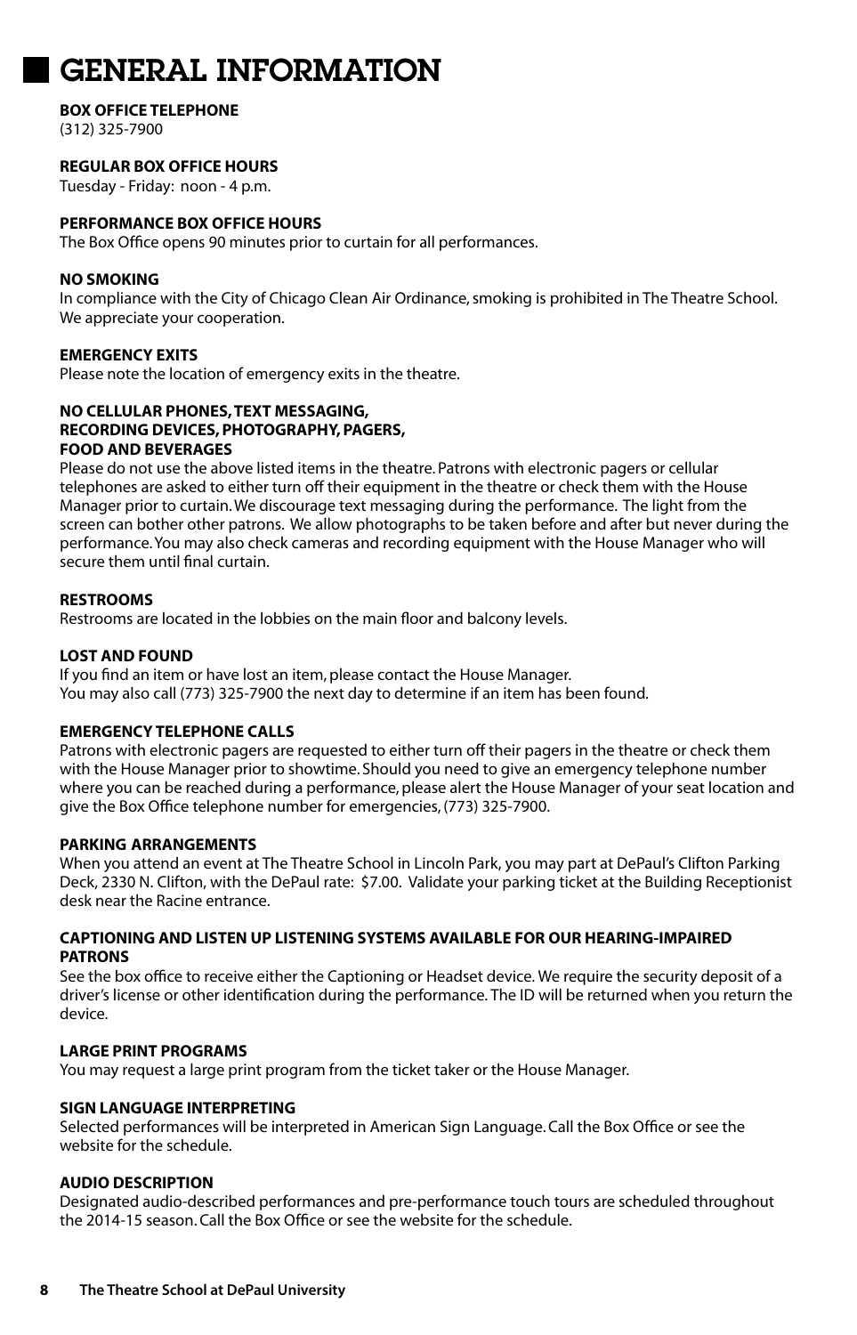# GENERAL INFORMATION

**BOX OFFICE TELEPHONE**
(312) 325-7900

**REGULAR BOX OFFICE HOURS**
Tuesday - Friday: noon - 4 p.m.

**PERFORMANCE BOX OFFICE HOURS**
The Box Office opens 90 minutes prior to curtain for all performances.

**NO SMOKING**
In compliance with the City of Chicago Clean Air Ordinance, smoking is prohibited in The Theatre School. We appreciate your cooperation.

**EMERGENCY EXITS**
Please note the location of emergency exits in the theatre.

**NO CELLULAR PHONES, TEXT MESSAGING, RECORDING DEVICES, PHOTOGRAPHY, PAGERS, FOOD AND BEVERAGES**
Please do not use the above listed items in the theatre. Patrons with electronic pagers or cellular telephones are asked to either turn off their equipment in the theatre or check them with the House Manager prior to curtain. We discourage text messaging during the performance. The light from the screen can bother other patrons. We allow photographs to be taken before and after but never during the performance. You may also check cameras and recording equipment with the House Manager who will secure them until final curtain.

**RESTROOMS**
Restrooms are located in the lobbies on the main floor and balcony levels.

**LOST AND FOUND**
If you find an item or have lost an item, please contact the House Manager.
You may also call (773) 325-7900 the next day to determine if an item has been found.

**EMERGENCY TELEPHONE CALLS**
Patrons with electronic pagers are requested to either turn off their pagers in the theatre or check them with the House Manager prior to showtime. Should you need to give an emergency telephone number where you can be reached during a performance, please alert the House Manager of your seat location and give the Box Office telephone number for emergencies, (773) 325-7900.

**PARKING ARRANGEMENTS**
When you attend an event at The Theatre School in Lincoln Park, you may part at DePaul's Clifton Parking Deck, 2330 N. Clifton, with the DePaul rate: $7.00. Validate your parking ticket at the Building Receptionist desk near the Racine entrance.

**CAPTIONING AND LISTEN UP LISTENING SYSTEMS AVAILABLE FOR OUR HEARING-IMPAIRED PATRONS**
See the box office to receive either the Captioning or Headset device. We require the security deposit of a driver's license or other identification during the performance. The ID will be returned when you return the device.

**LARGE PRINT PROGRAMS**
You may request a large print program from the ticket taker or the House Manager.

**SIGN LANGUAGE INTERPRETING**
Selected performances will be interpreted in American Sign Language. Call the Box Office or see the website for the schedule.

**AUDIO DESCRIPTION**
Designated audio-described performances and pre-performance touch tours are scheduled throughout the 2014-15 season. Call the Box Office or see the website for the schedule.